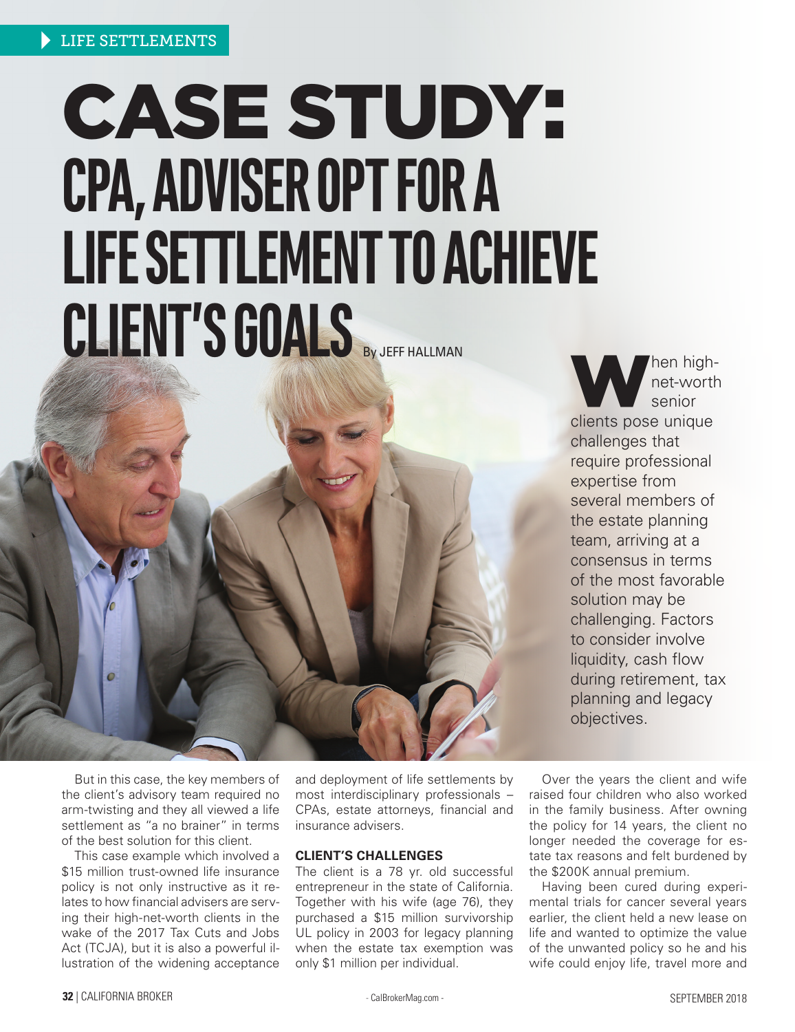LIFE SETTLEMENTS

# CASE STUDY: CPA, ADVISER OPT FOR A LIFE SETTLEMENT TO ACHIEVE CLIENT'S GOALS

By JEFF HALLMAN

When high-net-worth senior clients pose unique challenges that require professional expertise from several members of the estate planning team, arriving at a consensus in terms of the most favorable solution may be challenging. Factors to consider involve liquidity, cash flow during retirement, tax planning and legacy objectives.

But in this case, the key members of the client's advisory team required no arm-twisting and they all viewed a life settlement as "a no brainer" in terms of the best solution for this client.

This case example which involved a $15 million trust-owned life insurance policy is not only instructive as it relates to how financial advisers are serving their high-net-worth clients in the wake of the 2017 Tax Cuts and Jobs Act (TCJA), but it is also a powerful illustration of the widening acceptance and deployment of life settlements by most interdisciplinary professionals – CPAs, estate attorneys, financial and insurance advisers.

### CLIENT'S CHALLENGES

The client is a 78 yr. old successful entrepreneur in the state of California. Together with his wife (age 76), they purchased a $15 million survivorship UL policy in 2003 for legacy planning when the estate tax exemption was only $1 million per individual.

Over the years the client and wife raised four children who also worked in the family business. After owning the policy for 14 years, the client no longer needed the coverage for estate tax reasons and felt burdened by the $200K annual premium.

Having been cured during experimental trials for cancer several years earlier, the client held a new lease on life and wanted to optimize the value of the unwanted policy so he and his wife could enjoy life, travel more and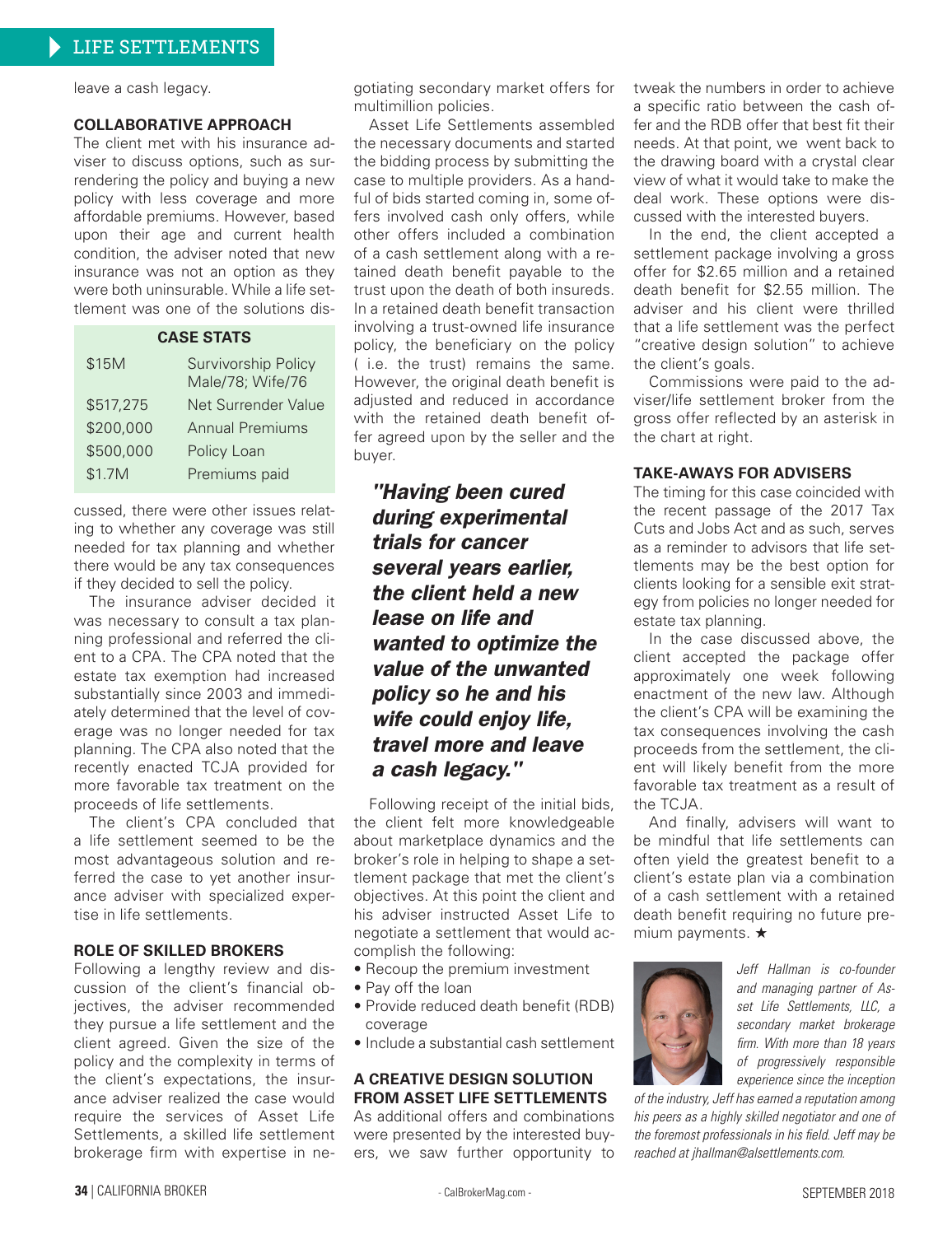leave a cash legacy.

## COLLABORATIVE APPROACH

The client met with his insurance adviser to discuss options, such as surrendering the policy and buying a new policy with less coverage and more affordable premiums. However, based upon their age and current health condition, the adviser noted that new insurance was not an option as they were both uninsurable. While a life settlement was one of the solutions discussed, there were other issues relating to whether any coverage was still needed for tax planning and whether there would be any tax consequences if they decided to sell the policy.

| CASE STATS | |
|---|---|
| $15M | Survivorship Policy Male/78; Wife/76 |
| $517,275 | Net Surrender Value |
| $200,000 | Annual Premiums |
| $500,000 | Policy Loan |
| $1.7M | Premiums paid |

The insurance adviser decided it was necessary to consult a tax planning professional and referred the client to a CPA. The CPA noted that the estate tax exemption had increased substantially since 2003 and immediately determined that the level of coverage was no longer needed for tax planning. The CPA also noted that the recently enacted TCJA provided for more favorable tax treatment on the proceeds of life settlements.

The client's CPA concluded that a life settlement seemed to be the most advantageous solution and referred the case to yet another insurance adviser with specialized expertise in life settlements.

## ROLE OF SKILLED BROKERS

Following a lengthy review and discussion of the client's financial objectives, the adviser recommended they pursue a life settlement and the client agreed. Given the size of the policy and the complexity in terms of the client's expectations, the insurance adviser realized the case would require the services of Asset Life Settlements, a skilled life settlement brokerage firm with expertise in negotiating secondary market offers for multimillion policies.

Asset Life Settlements assembled the necessary documents and started the bidding process by submitting the case to multiple providers. As a handful of bids started coming in, some offers involved cash only offers, while other offers included a combination of a cash settlement along with a retained death benefit payable to the trust upon the death of both insureds. In a retained death benefit transaction involving a trust-owned life insurance policy, the beneficiary on the policy ( i.e. the trust) remains the same. However, the original death benefit is adjusted and reduced in accordance with the retained death benefit offer agreed upon by the seller and the buyer.

> ***"Having been cured during experimental trials for cancer several years earlier, the client held a new lease on life and wanted to optimize the value of the unwanted policy so he and his wife could enjoy life, travel more and leave a cash legacy."***

Following receipt of the initial bids, the client felt more knowledgeable about marketplace dynamics and the broker's role in helping to shape a settlement package that met the client's objectives. At this point the client and his adviser instructed Asset Life to negotiate a settlement that would accomplish the following:

- Recoup the premium investment
- Pay off the loan
- Provide reduced death benefit (RDB) coverage
- Include a substantial cash settlement

## A CREATIVE DESIGN SOLUTION FROM ASSET LIFE SETTLEMENTS

As additional offers and combinations were presented by the interested buyers, we saw further opportunity to tweak the numbers in order to achieve a specific ratio between the cash offer and the RDB offer that best fit their needs. At that point, we went back to the drawing board with a crystal clear view of what it would take to make the deal work. These options were discussed with the interested buyers.

In the end, the client accepted a settlement package involving a gross offer for $2.65 million and a retained death benefit for $2.55 million. The adviser and his client were thrilled that a life settlement was the perfect "creative design solution" to achieve the client's goals.

Commissions were paid to the adviser/life settlement broker from the gross offer reflected by an asterisk in the chart at right.

## TAKE-AWAYS FOR ADVISERS

The timing for this case coincided with the recent passage of the 2017 Tax Cuts and Jobs Act and as such, serves as a reminder to advisors that life settlements may be the best option for clients looking for a sensible exit strategy from policies no longer needed for estate tax planning.

In the case discussed above, the client accepted the package offer approximately one week following enactment of the new law. Although the client's CPA will be examining the tax consequences involving the cash proceeds from the settlement, the client will likely benefit from the more favorable tax treatment as a result of the TCJA.

And finally, advisers will want to be mindful that life settlements can often yield the greatest benefit to a client's estate plan via a combination of a cash settlement with a retained death benefit requiring no future premium payments. ★

*Jeff Hallman is co-founder and managing partner of Asset Life Settlements, LLC, a secondary market brokerage firm. With more than 18 years of progressively responsible experience since the inception of the industry, Jeff has earned a reputation among his peers as a highly skilled negotiator and one of the foremost professionals in his field. Jeff may be reached at jhallman@alsettlements.com.*